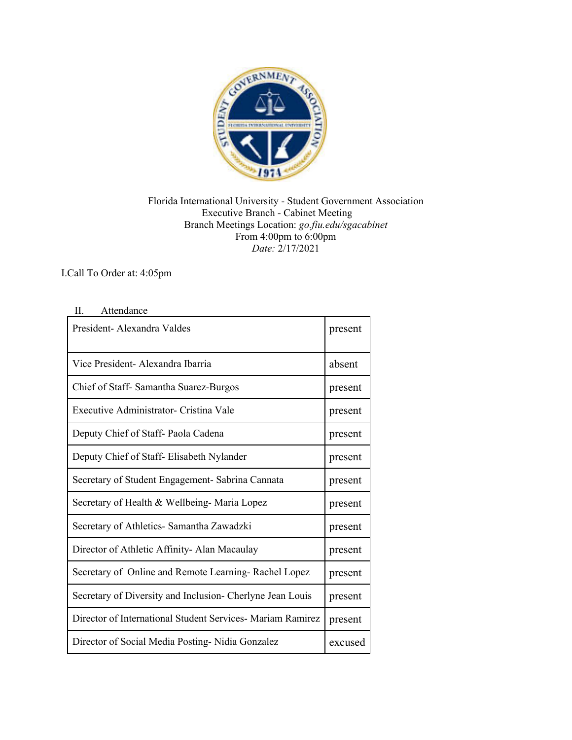Florida International University - Student Government Association
Executive Branch - Cabinet Meeting
Branch Meetings Location: *go.fiu.edu/sgacabinet*
From 4:00pm to 6:00pm
*Date:* 2/17/2021

I. Call To Order at: 4:05pm

II. Attendance

| | |
|---|---|
| President- Alexandra Valdes | present |
| Vice President- Alexandra Ibarria | absent |
| Chief of Staff- Samantha Suarez-Burgos | present |
| Executive Administrator- Cristina Vale | present |
| Deputy Chief of Staff- Paola Cadena | present |
| Deputy Chief of Staff- Elisabeth Nylander | present |
| Secretary of Student Engagement- Sabrina Cannata | present |
| Secretary of Health & Wellbeing- Maria Lopez | present |
| Secretary of Athletics- Samantha Zawadzki | present |
| Director of Athletic Affinity- Alan Macaulay | present |
| Secretary of Online and Remote Learning- Rachel Lopez | present |
| Secretary of Diversity and Inclusion- Cherlyne Jean Louis | present |
| Director of International Student Services- Mariam Ramirez | present |
| Director of Social Media Posting- Nidia Gonzalez | excused |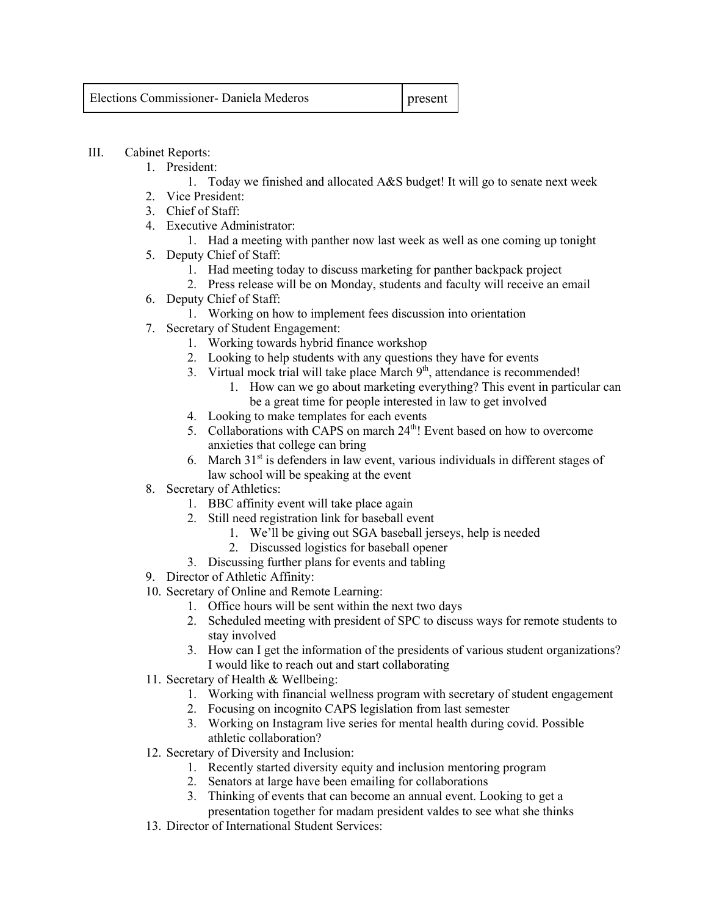| Elections Commissioner- Daniela Mederos | present |
| --- | --- |

III. Cabinet Reports:

1. President:
    1. Today we finished and allocated A&S budget! It will go to senate next week
2. Vice President:
3. Chief of Staff:
4. Executive Administrator:
    1. Had a meeting with panther now last week as well as one coming up tonight
5. Deputy Chief of Staff:
    1. Had meeting today to discuss marketing for panther backpack project
    2. Press release will be on Monday, students and faculty will receive an email
6. Deputy Chief of Staff:
    1. Working on how to implement fees discussion into orientation
7. Secretary of Student Engagement:
    1. Working towards hybrid finance workshop
    2. Looking to help students with any questions they have for events
    3. Virtual mock trial will take place March 9th, attendance is recommended!
        1. How can we go about marketing everything? This event in particular can be a great time for people interested in law to get involved
    4. Looking to make templates for each events
    5. Collaborations with CAPS on march 24th! Event based on how to overcome anxieties that college can bring
    6. March 31st is defenders in law event, various individuals in different stages of law school will be speaking at the event
8. Secretary of Athletics:
    1. BBC affinity event will take place again
    2. Still need registration link for baseball event
        1. We'll be giving out SGA baseball jerseys, help is needed
        2. Discussed logistics for baseball opener
    3. Discussing further plans for events and tabling
9. Director of Athletic Affinity:
10. Secretary of Online and Remote Learning:
    1. Office hours will be sent within the next two days
    2. Scheduled meeting with president of SPC to discuss ways for remote students to stay involved
    3. How can I get the information of the presidents of various student organizations? I would like to reach out and start collaborating
11. Secretary of Health & Wellbeing:
    1. Working with financial wellness program with secretary of student engagement
    2. Focusing on incognito CAPS legislation from last semester
    3. Working on Instagram live series for mental health during covid. Possible athletic collaboration?
12. Secretary of Diversity and Inclusion:
    1. Recently started diversity equity and inclusion mentoring program
    2. Senators at large have been emailing for collaborations
    3. Thinking of events that can become an annual event. Looking to get a presentation together for madam president valdes to see what she thinks
13. Director of International Student Services: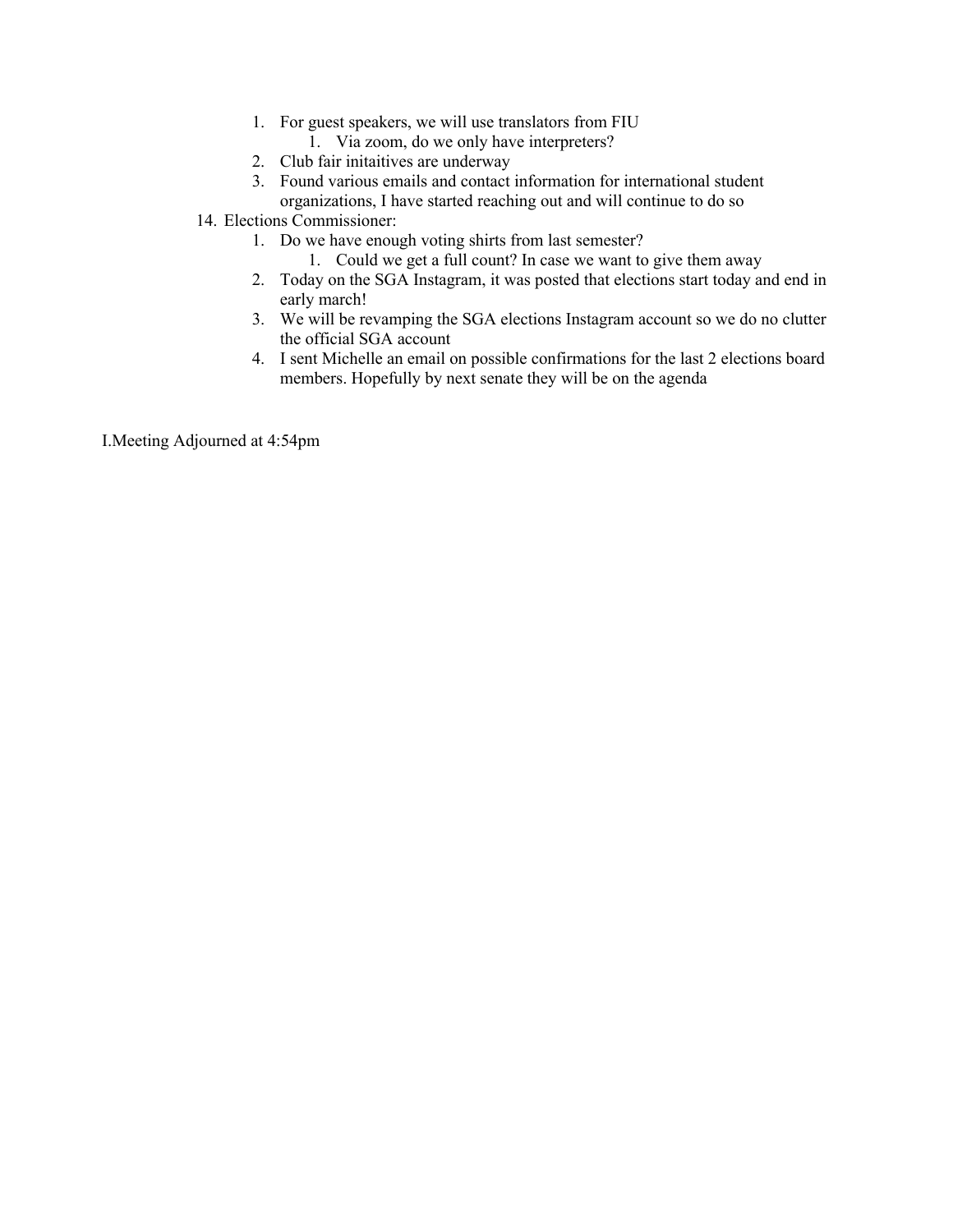1. For guest speakers, we will use translators from FIU
      1. Via zoom, do we only have interpreters?
   2. Club fair initaitives are underway
   3. Found various emails and contact information for international student organizations, I have started reaching out and will continue to do so

14. Elections Commissioner:
   1. Do we have enough voting shirts from last semester?
      1. Could we get a full count? In case we want to give them away
   2. Today on the SGA Instagram, it was posted that elections start today and end in early march!
   3. We will be revamping the SGA elections Instagram account so we do no clutter the official SGA account
   4. I sent Michelle an email on possible confirmations for the last 2 elections board members. Hopefully by next senate they will be on the agenda

I.Meeting Adjourned at 4:54pm